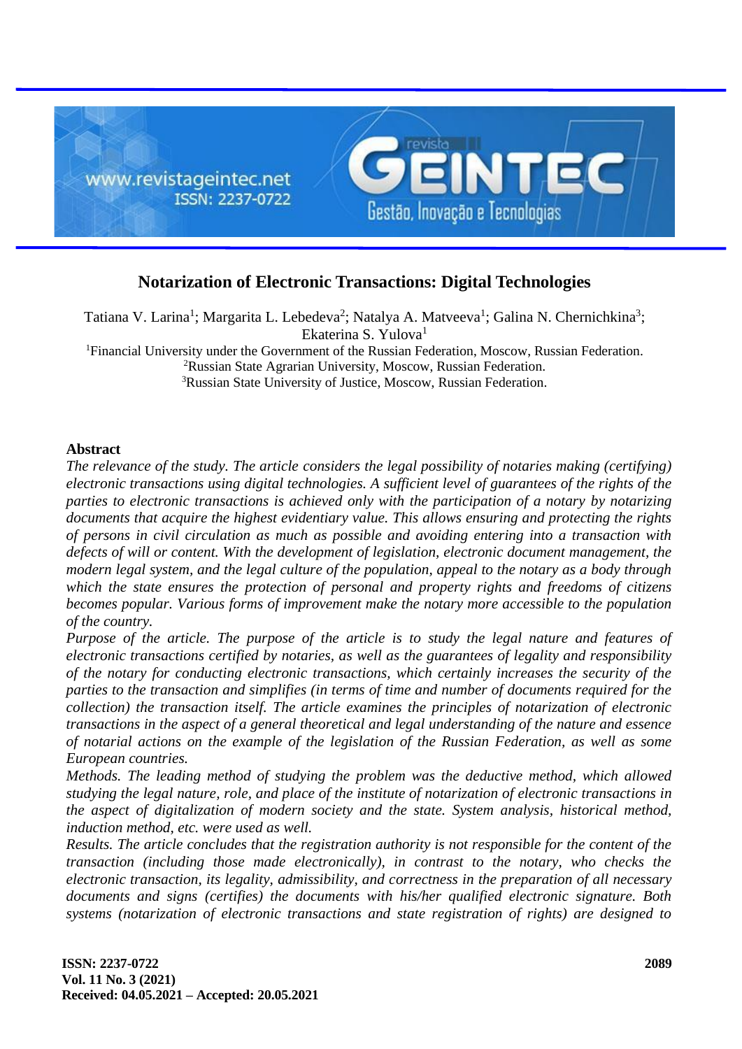# Notarization of Electronic Transactions: Digital Technologies

Tatiana V. Larina[1]; Margarita L. Lebedeva[2]; Natalya A. Matveeva[1]; Galina N. Chernichkina[3]; Ekaterina S. Yulova[1]

[1]Financial University under the Government of the Russian Federation, Moscow, Russian Federation.
[2]Russian State Agrarian University, Moscow, Russian Federation.
[3]Russian State University of Justice, Moscow, Russian Federation.

## Abstract

*The relevance of the study. The article considers the legal possibility of notaries making (certifying) electronic transactions using digital technologies. A sufficient level of guarantees of the rights of the parties to electronic transactions is achieved only with the participation of a notary by notarizing documents that acquire the highest evidentiary value. This allows ensuring and protecting the rights of persons in civil circulation as much as possible and avoiding entering into a transaction with defects of will or content. With the development of legislation, electronic document management, the modern legal system, and the legal culture of the population, appeal to the notary as a body through which the state ensures the protection of personal and property rights and freedoms of citizens becomes popular. Various forms of improvement make the notary more accessible to the population of the country.*

*Purpose of the article. The purpose of the article is to study the legal nature and features of electronic transactions certified by notaries, as well as the guarantees of legality and responsibility of the notary for conducting electronic transactions, which certainly increases the security of the parties to the transaction and simplifies (in terms of time and number of documents required for the collection) the transaction itself. The article examines the principles of notarization of electronic transactions in the aspect of a general theoretical and legal understanding of the nature and essence of notarial actions on the example of the legislation of the Russian Federation, as well as some European countries.*

*Methods. The leading method of studying the problem was the deductive method, which allowed studying the legal nature, role, and place of the institute of notarization of electronic transactions in the aspect of digitalization of modern society and the state. System analysis, historical method, induction method, etc. were used as well.*

*Results. The article concludes that the registration authority is not responsible for the content of the transaction (including those made electronically), in contrast to the notary, who checks the electronic transaction, its legality, admissibility, and correctness in the preparation of all necessary documents and signs (certifies) the documents with his/her qualified electronic signature. Both systems (notarization of electronic transactions and state registration of rights) are designed to*

**ISSN: 2237-0722**
**Vol. 11 No. 3 (2021)**
**Received: 04.05.2021 – Accepted: 20.05.2021**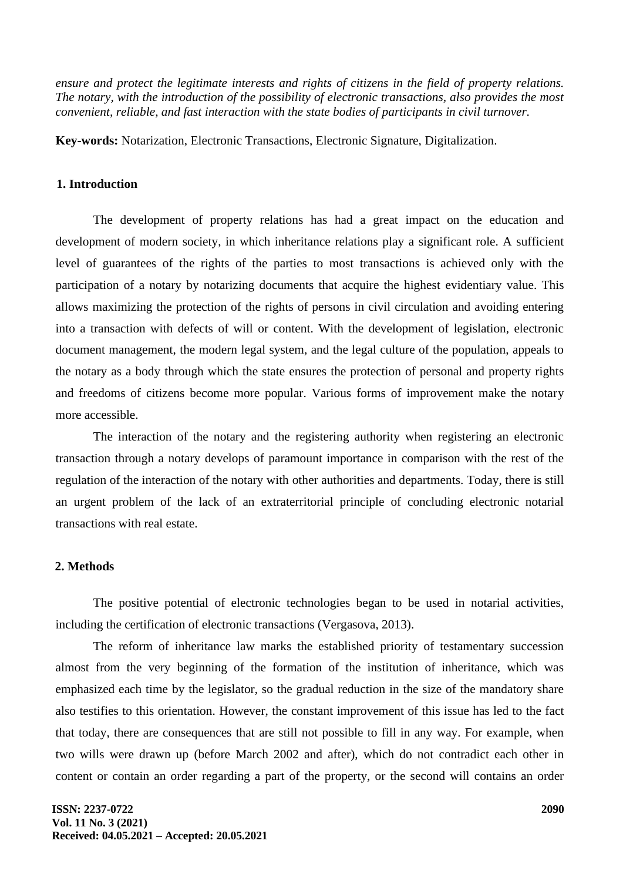*ensure and protect the legitimate interests and rights of citizens in the field of property relations. The notary, with the introduction of the possibility of electronic transactions, also provides the most convenient, reliable, and fast interaction with the state bodies of participants in civil turnover.*

**Key-words:** Notarization, Electronic Transactions, Electronic Signature, Digitalization.

## 1. Introduction

The development of property relations has had a great impact on the education and development of modern society, in which inheritance relations play a significant role. A sufficient level of guarantees of the rights of the parties to most transactions is achieved only with the participation of a notary by notarizing documents that acquire the highest evidentiary value. This allows maximizing the protection of the rights of persons in civil circulation and avoiding entering into a transaction with defects of will or content. With the development of legislation, electronic document management, the modern legal system, and the legal culture of the population, appeals to the notary as a body through which the state ensures the protection of personal and property rights and freedoms of citizens become more popular. Various forms of improvement make the notary more accessible.

The interaction of the notary and the registering authority when registering an electronic transaction through a notary develops of paramount importance in comparison with the rest of the regulation of the interaction of the notary with other authorities and departments. Today, there is still an urgent problem of the lack of an extraterritorial principle of concluding electronic notarial transactions with real estate.

## 2. Methods

The positive potential of electronic technologies began to be used in notarial activities, including the certification of electronic transactions (Vergasova, 2013).

The reform of inheritance law marks the established priority of testamentary succession almost from the very beginning of the formation of the institution of inheritance, which was emphasized each time by the legislator, so the gradual reduction in the size of the mandatory share also testifies to this orientation. However, the constant improvement of this issue has led to the fact that today, there are consequences that are still not possible to fill in any way. For example, when two wills were drawn up (before March 2002 and after), which do not contradict each other in content or contain an order regarding a part of the property, or the second will contains an order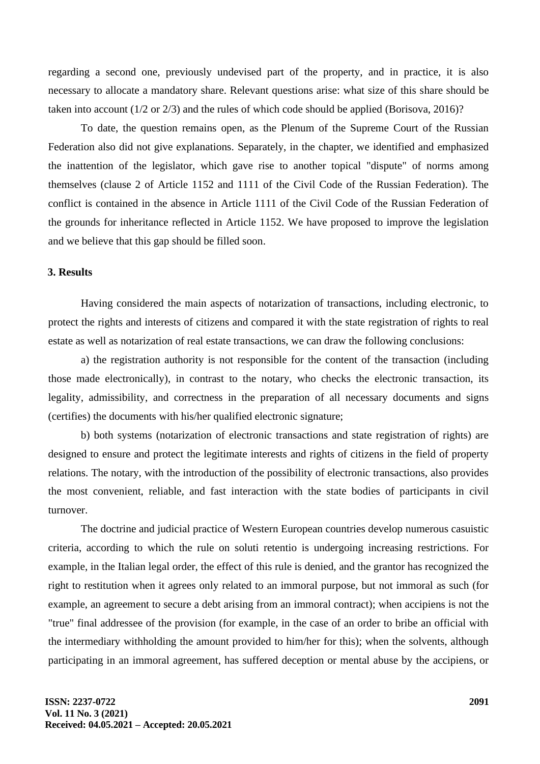regarding a second one, previously undevised part of the property, and in practice, it is also necessary to allocate a mandatory share. Relevant questions arise: what size of this share should be taken into account (1/2 or 2/3) and the rules of which code should be applied (Borisova, 2016)?

To date, the question remains open, as the Plenum of the Supreme Court of the Russian Federation also did not give explanations. Separately, in the chapter, we identified and emphasized the inattention of the legislator, which gave rise to another topical "dispute" of norms among themselves (clause 2 of Article 1152 and 1111 of the Civil Code of the Russian Federation). The conflict is contained in the absence in Article 1111 of the Civil Code of the Russian Federation of the grounds for inheritance reflected in Article 1152. We have proposed to improve the legislation and we believe that this gap should be filled soon.

## 3. Results

Having considered the main aspects of notarization of transactions, including electronic, to protect the rights and interests of citizens and compared it with the state registration of rights to real estate as well as notarization of real estate transactions, we can draw the following conclusions:

a) the registration authority is not responsible for the content of the transaction (including those made electronically), in contrast to the notary, who checks the electronic transaction, its legality, admissibility, and correctness in the preparation of all necessary documents and signs (certifies) the documents with his/her qualified electronic signature;

b) both systems (notarization of electronic transactions and state registration of rights) are designed to ensure and protect the legitimate interests and rights of citizens in the field of property relations. The notary, with the introduction of the possibility of electronic transactions, also provides the most convenient, reliable, and fast interaction with the state bodies of participants in civil turnover.

The doctrine and judicial practice of Western European countries develop numerous casuistic criteria, according to which the rule on soluti retentio is undergoing increasing restrictions. For example, in the Italian legal order, the effect of this rule is denied, and the grantor has recognized the right to restitution when it agrees only related to an immoral purpose, but not immoral as such (for example, an agreement to secure a debt arising from an immoral contract); when accipiens is not the "true" final addressee of the provision (for example, in the case of an order to bribe an official with the intermediary withholding the amount provided to him/her for this); when the solvents, although participating in an immoral agreement, has suffered deception or mental abuse by the accipiens, or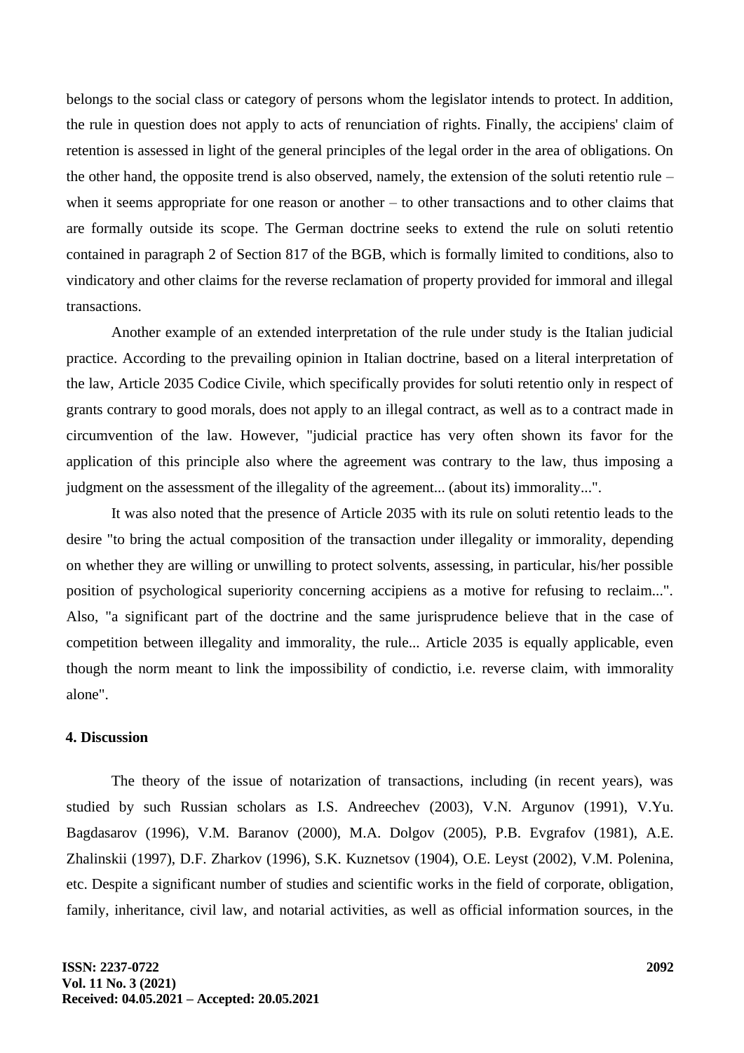belongs to the social class or category of persons whom the legislator intends to protect. In addition, the rule in question does not apply to acts of renunciation of rights. Finally, the accipiens' claim of retention is assessed in light of the general principles of the legal order in the area of obligations. On the other hand, the opposite trend is also observed, namely, the extension of the soluti retentio rule – when it seems appropriate for one reason or another – to other transactions and to other claims that are formally outside its scope. The German doctrine seeks to extend the rule on soluti retentio contained in paragraph 2 of Section 817 of the BGB, which is formally limited to conditions, also to vindicatory and other claims for the reverse reclamation of property provided for immoral and illegal transactions.

Another example of an extended interpretation of the rule under study is the Italian judicial practice. According to the prevailing opinion in Italian doctrine, based on a literal interpretation of the law, Article 2035 Codice Civile, which specifically provides for soluti retentio only in respect of grants contrary to good morals, does not apply to an illegal contract, as well as to a contract made in circumvention of the law. However, "judicial practice has very often shown its favor for the application of this principle also where the agreement was contrary to the law, thus imposing a judgment on the assessment of the illegality of the agreement... (about its) immorality...".

It was also noted that the presence of Article 2035 with its rule on soluti retentio leads to the desire "to bring the actual composition of the transaction under illegality or immorality, depending on whether they are willing or unwilling to protect solvents, assessing, in particular, his/her possible position of psychological superiority concerning accipiens as a motive for refusing to reclaim...". Also, "a significant part of the doctrine and the same jurisprudence believe that in the case of competition between illegality and immorality, the rule... Article 2035 is equally applicable, even though the norm meant to link the impossibility of condictio, i.e. reverse claim, with immorality alone".

## 4. Discussion

The theory of the issue of notarization of transactions, including (in recent years), was studied by such Russian scholars as I.S. Andreechev (2003), V.N. Argunov (1991), V.Yu. Bagdasarov (1996), V.M. Baranov (2000), M.A. Dolgov (2005), P.B. Evgrafov (1981), A.E. Zhalinskii (1997), D.F. Zharkov (1996), S.K. Kuznetsov (1904), O.E. Leyst (2002), V.M. Polenina, etc. Despite a significant number of studies and scientific works in the field of corporate, obligation, family, inheritance, civil law, and notarial activities, as well as official information sources, in the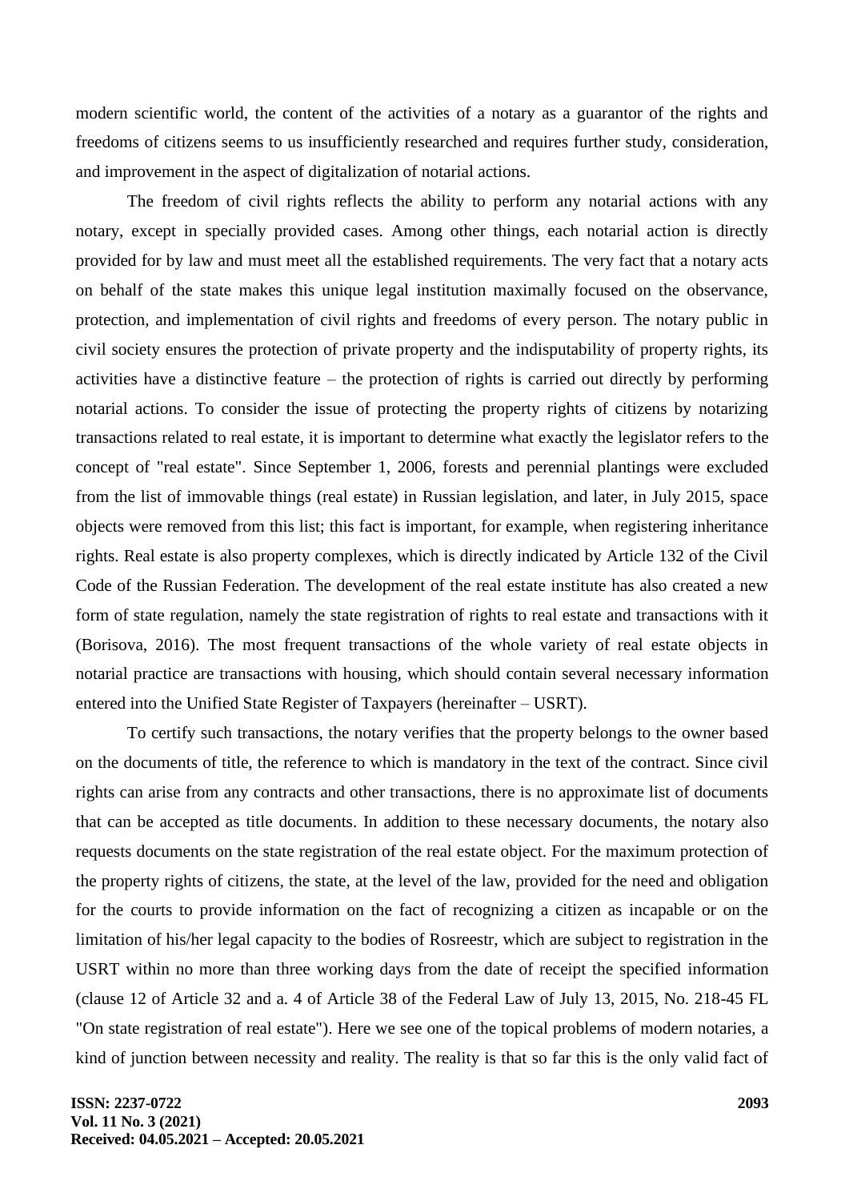modern scientific world, the content of the activities of a notary as a guarantor of the rights and freedoms of citizens seems to us insufficiently researched and requires further study, consideration, and improvement in the aspect of digitalization of notarial actions.

The freedom of civil rights reflects the ability to perform any notarial actions with any notary, except in specially provided cases. Among other things, each notarial action is directly provided for by law and must meet all the established requirements. The very fact that a notary acts on behalf of the state makes this unique legal institution maximally focused on the observance, protection, and implementation of civil rights and freedoms of every person. The notary public in civil society ensures the protection of private property and the indisputability of property rights, its activities have a distinctive feature – the protection of rights is carried out directly by performing notarial actions. To consider the issue of protecting the property rights of citizens by notarizing transactions related to real estate, it is important to determine what exactly the legislator refers to the concept of "real estate". Since September 1, 2006, forests and perennial plantings were excluded from the list of immovable things (real estate) in Russian legislation, and later, in July 2015, space objects were removed from this list; this fact is important, for example, when registering inheritance rights. Real estate is also property complexes, which is directly indicated by Article 132 of the Civil Code of the Russian Federation. The development of the real estate institute has also created a new form of state regulation, namely the state registration of rights to real estate and transactions with it (Borisova, 2016). The most frequent transactions of the whole variety of real estate objects in notarial practice are transactions with housing, which should contain several necessary information entered into the Unified State Register of Taxpayers (hereinafter – USRT).

To certify such transactions, the notary verifies that the property belongs to the owner based on the documents of title, the reference to which is mandatory in the text of the contract. Since civil rights can arise from any contracts and other transactions, there is no approximate list of documents that can be accepted as title documents. In addition to these necessary documents, the notary also requests documents on the state registration of the real estate object. For the maximum protection of the property rights of citizens, the state, at the level of the law, provided for the need and obligation for the courts to provide information on the fact of recognizing a citizen as incapable or on the limitation of his/her legal capacity to the bodies of Rosreestr, which are subject to registration in the USRT within no more than three working days from the date of receipt the specified information (clause 12 of Article 32 and a. 4 of Article 38 of the Federal Law of July 13, 2015, No. 218-45 FL "On state registration of real estate"). Here we see one of the topical problems of modern notaries, a kind of junction between necessity and reality. The reality is that so far this is the only valid fact of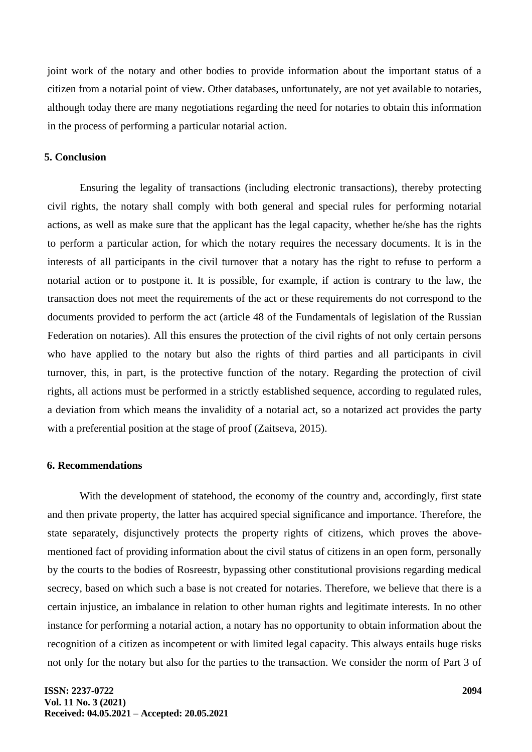joint work of the notary and other bodies to provide information about the important status of a citizen from a notarial point of view. Other databases, unfortunately, are not yet available to notaries, although today there are many negotiations regarding the need for notaries to obtain this information in the process of performing a particular notarial action.

## 5. Conclusion

Ensuring the legality of transactions (including electronic transactions), thereby protecting civil rights, the notary shall comply with both general and special rules for performing notarial actions, as well as make sure that the applicant has the legal capacity, whether he/she has the rights to perform a particular action, for which the notary requires the necessary documents. It is in the interests of all participants in the civil turnover that a notary has the right to refuse to perform a notarial action or to postpone it. It is possible, for example, if action is contrary to the law, the transaction does not meet the requirements of the act or these requirements do not correspond to the documents provided to perform the act (article 48 of the Fundamentals of legislation of the Russian Federation on notaries). All this ensures the protection of the civil rights of not only certain persons who have applied to the notary but also the rights of third parties and all participants in civil turnover, this, in part, is the protective function of the notary. Regarding the protection of civil rights, all actions must be performed in a strictly established sequence, according to regulated rules, a deviation from which means the invalidity of a notarial act, so a notarized act provides the party with a preferential position at the stage of proof (Zaitseva, 2015).

## 6. Recommendations

With the development of statehood, the economy of the country and, accordingly, first state and then private property, the latter has acquired special significance and importance. Therefore, the state separately, disjunctively protects the property rights of citizens, which proves the above-mentioned fact of providing information about the civil status of citizens in an open form, personally by the courts to the bodies of Rosreestr, bypassing other constitutional provisions regarding medical secrecy, based on which such a base is not created for notaries. Therefore, we believe that there is a certain injustice, an imbalance in relation to other human rights and legitimate interests. In no other instance for performing a notarial action, a notary has no opportunity to obtain information about the recognition of a citizen as incompetent or with limited legal capacity. This always entails huge risks not only for the notary but also for the parties to the transaction. We consider the norm of Part 3 of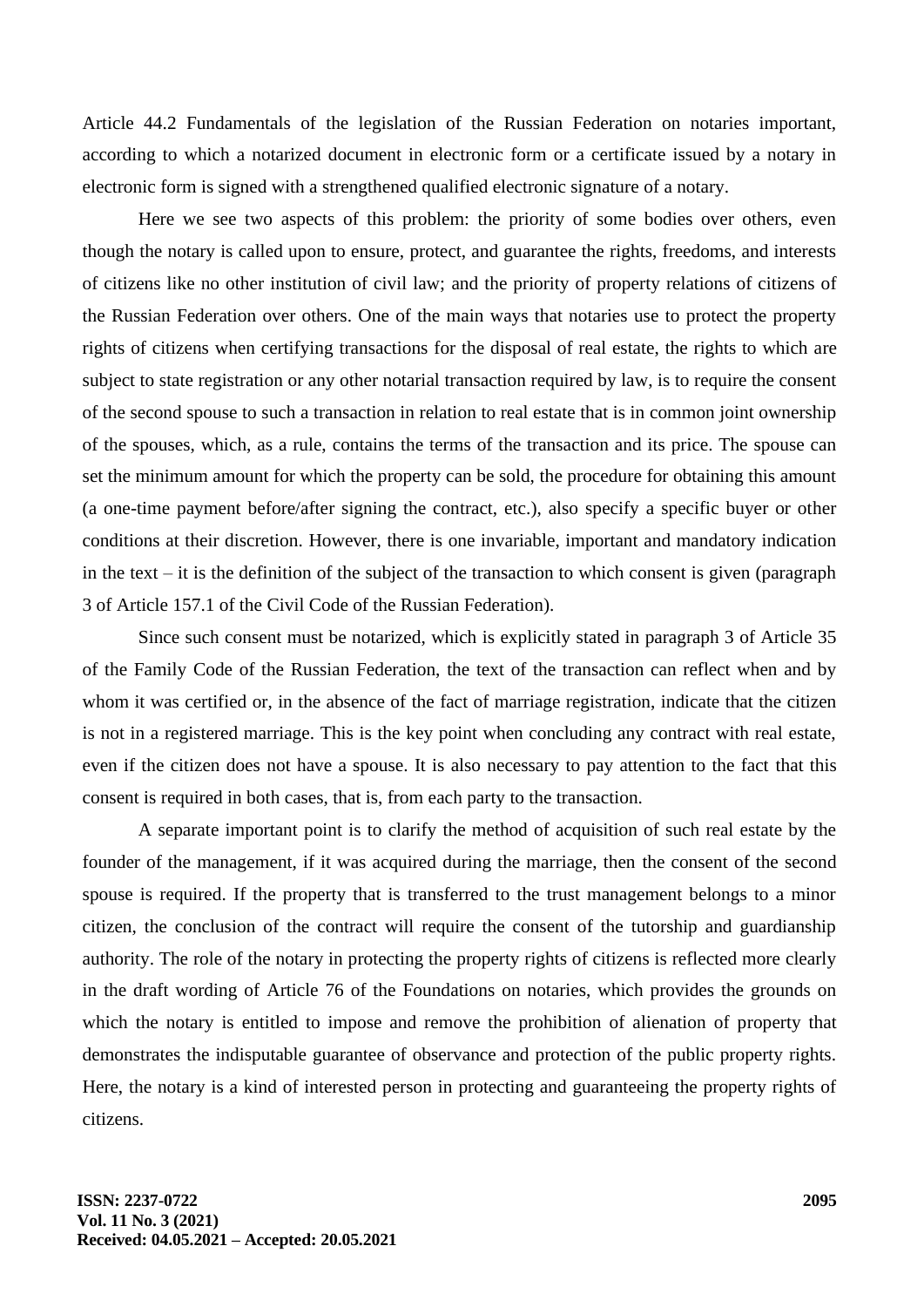Article 44.2 Fundamentals of the legislation of the Russian Federation on notaries important, according to which a notarized document in electronic form or a certificate issued by a notary in electronic form is signed with a strengthened qualified electronic signature of a notary.

Here we see two aspects of this problem: the priority of some bodies over others, even though the notary is called upon to ensure, protect, and guarantee the rights, freedoms, and interests of citizens like no other institution of civil law; and the priority of property relations of citizens of the Russian Federation over others. One of the main ways that notaries use to protect the property rights of citizens when certifying transactions for the disposal of real estate, the rights to which are subject to state registration or any other notarial transaction required by law, is to require the consent of the second spouse to such a transaction in relation to real estate that is in common joint ownership of the spouses, which, as a rule, contains the terms of the transaction and its price. The spouse can set the minimum amount for which the property can be sold, the procedure for obtaining this amount (a one-time payment before/after signing the contract, etc.), also specify a specific buyer or other conditions at their discretion. However, there is one invariable, important and mandatory indication in the text – it is the definition of the subject of the transaction to which consent is given (paragraph 3 of Article 157.1 of the Civil Code of the Russian Federation).

Since such consent must be notarized, which is explicitly stated in paragraph 3 of Article 35 of the Family Code of the Russian Federation, the text of the transaction can reflect when and by whom it was certified or, in the absence of the fact of marriage registration, indicate that the citizen is not in a registered marriage. This is the key point when concluding any contract with real estate, even if the citizen does not have a spouse. It is also necessary to pay attention to the fact that this consent is required in both cases, that is, from each party to the transaction.

A separate important point is to clarify the method of acquisition of such real estate by the founder of the management, if it was acquired during the marriage, then the consent of the second spouse is required. If the property that is transferred to the trust management belongs to a minor citizen, the conclusion of the contract will require the consent of the tutorship and guardianship authority. The role of the notary in protecting the property rights of citizens is reflected more clearly in the draft wording of Article 76 of the Foundations on notaries, which provides the grounds on which the notary is entitled to impose and remove the prohibition of alienation of property that demonstrates the indisputable guarantee of observance and protection of the public property rights. Here, the notary is a kind of interested person in protecting and guaranteeing the property rights of citizens.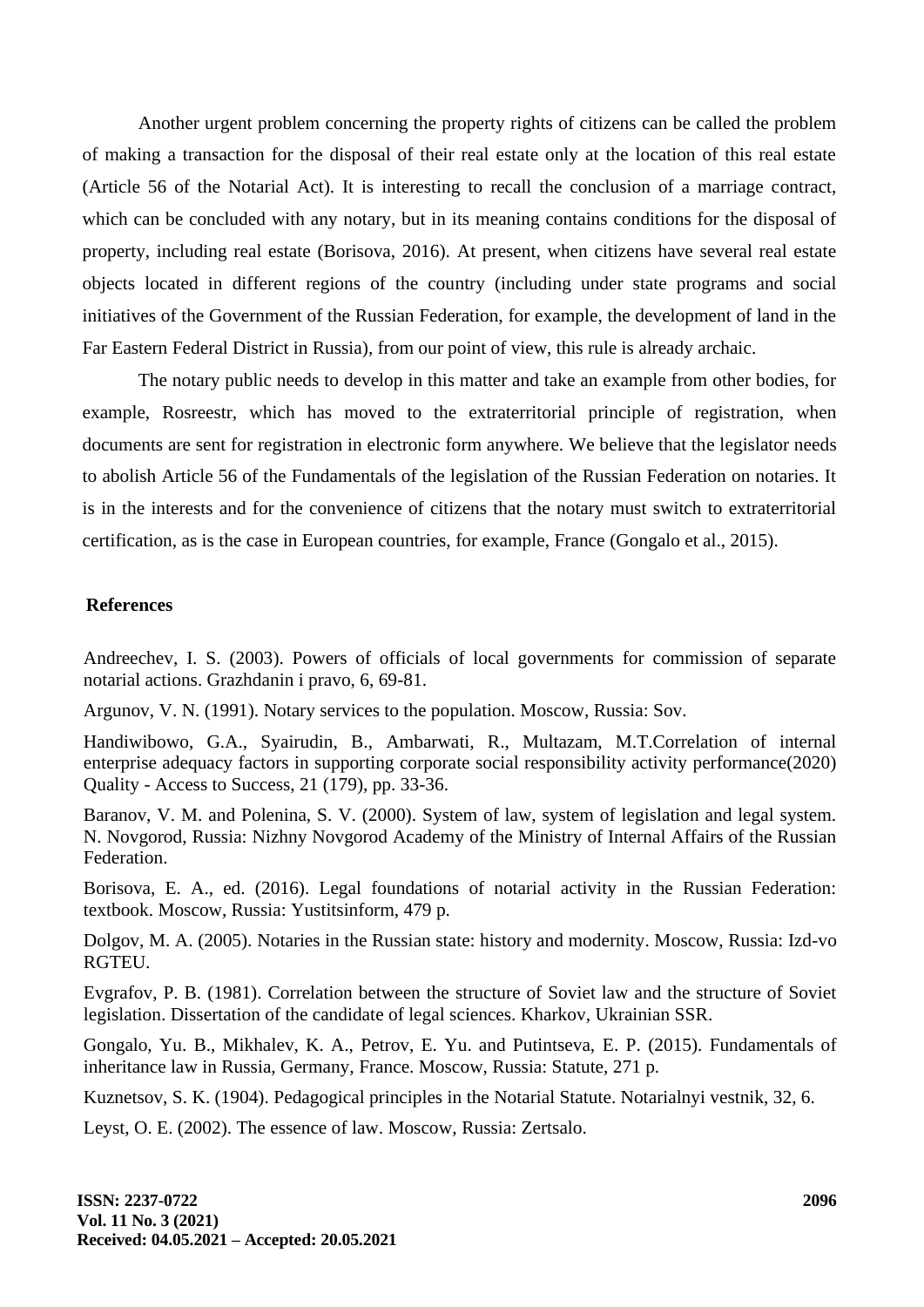Another urgent problem concerning the property rights of citizens can be called the problem of making a transaction for the disposal of their real estate only at the location of this real estate (Article 56 of the Notarial Act). It is interesting to recall the conclusion of a marriage contract, which can be concluded with any notary, but in its meaning contains conditions for the disposal of property, including real estate (Borisova, 2016). At present, when citizens have several real estate objects located in different regions of the country (including under state programs and social initiatives of the Government of the Russian Federation, for example, the development of land in the Far Eastern Federal District in Russia), from our point of view, this rule is already archaic.

The notary public needs to develop in this matter and take an example from other bodies, for example, Rosreestr, which has moved to the extraterritorial principle of registration, when documents are sent for registration in electronic form anywhere. We believe that the legislator needs to abolish Article 56 of the Fundamentals of the legislation of the Russian Federation on notaries. It is in the interests and for the convenience of citizens that the notary must switch to extraterritorial certification, as is the case in European countries, for example, France (Gongalo et al., 2015).

## References

Andreechev, I. S. (2003). Powers of officials of local governments for commission of separate notarial actions. Grazhdanin i pravo, 6, 69-81.

Argunov, V. N. (1991). Notary services to the population. Moscow, Russia: Sov.

Handiwibowo, G.A., Syairudin, B., Ambarwati, R., Multazam, M.T.Correlation of internal enterprise adequacy factors in supporting corporate social responsibility activity performance(2020) Quality - Access to Success, 21 (179), pp. 33-36.

Baranov, V. M. and Polenina, S. V. (2000). System of law, system of legislation and legal system. N. Novgorod, Russia: Nizhny Novgorod Academy of the Ministry of Internal Affairs of the Russian Federation.

Borisova, E. A., ed. (2016). Legal foundations of notarial activity in the Russian Federation: textbook. Moscow, Russia: Yustitsinform, 479 p.

Dolgov, M. A. (2005). Notaries in the Russian state: history and modernity. Moscow, Russia: Izd-vo RGTEU.

Evgrafov, P. B. (1981). Correlation between the structure of Soviet law and the structure of Soviet legislation. Dissertation of the candidate of legal sciences. Kharkov, Ukrainian SSR.

Gongalo, Yu. B., Mikhalev, K. A., Petrov, E. Yu. and Putintseva, E. P. (2015). Fundamentals of inheritance law in Russia, Germany, France. Moscow, Russia: Statute, 271 p.

Kuznetsov, S. K. (1904). Pedagogical principles in the Notarial Statute. Notarialnyi vestnik, 32, 6.

Leyst, O. E. (2002). The essence of law. Moscow, Russia: Zertsalo.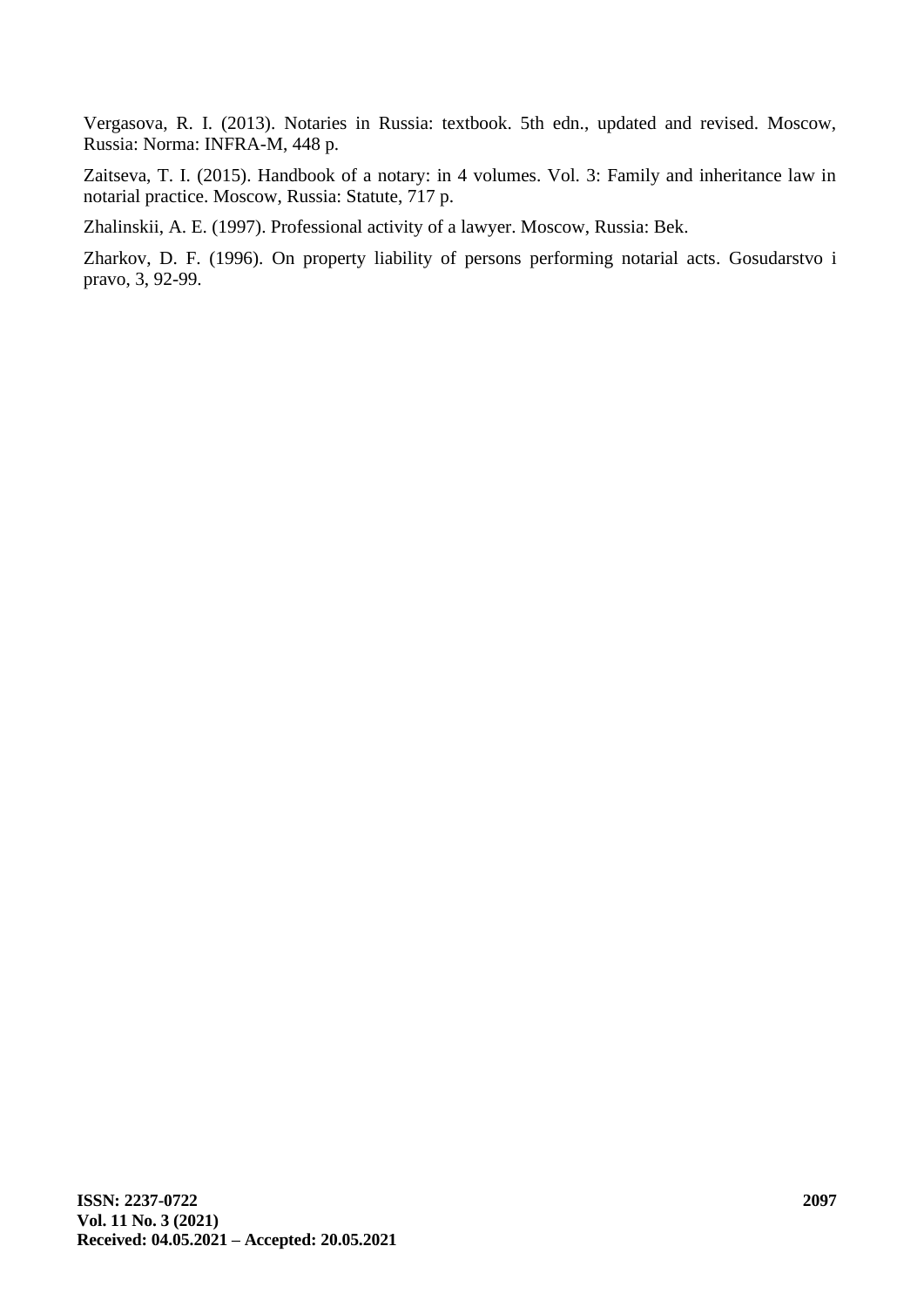Vergasova, R. I. (2013). Notaries in Russia: textbook. 5th edn., updated and revised. Moscow, Russia: Norma: INFRA-M, 448 p.

Zaitseva, T. I. (2015). Handbook of a notary: in 4 volumes. Vol. 3: Family and inheritance law in notarial practice. Moscow, Russia: Statute, 717 p.

Zhalinskii, A. E. (1997). Professional activity of a lawyer. Moscow, Russia: Bek.

Zharkov, D. F. (1996). On property liability of persons performing notarial acts. Gosudarstvo i pravo, 3, 92-99.

**Received: 04.05.2021 – Accepted: 20.05.2021**